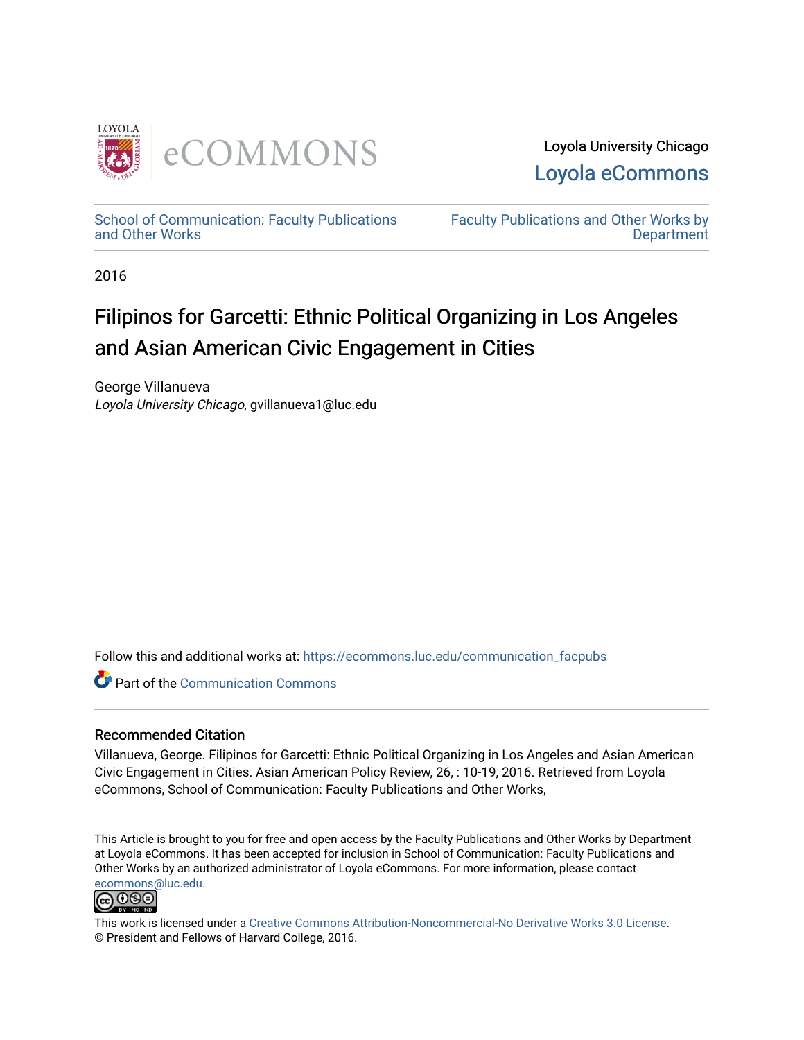Loyola University Chicago

Loyola eCommons

School of Communication: Faculty Publications and Other Works

Faculty Publications and Other Works by Department

2016

# Filipinos for Garcetti: Ethnic Political Organizing in Los Angeles and Asian American Civic Engagement in Cities

George Villanueva

*Loyola University Chicago*, gvillanueva1@luc.edu

Follow this and additional works at: https://ecommons.luc.edu/communication_facpubs

Part of the Communication Commons

## Recommended Citation

Villanueva, George. Filipinos for Garcetti: Ethnic Political Organizing in Los Angeles and Asian American Civic Engagement in Cities. Asian American Policy Review, 26, : 10-19, 2016. Retrieved from Loyola eCommons, School of Communication: Faculty Publications and Other Works,

This Article is brought to you for free and open access by the Faculty Publications and Other Works by Department at Loyola eCommons. It has been accepted for inclusion in School of Communication: Faculty Publications and Other Works by an authorized administrator of Loyola eCommons. For more information, please contact ecommons@luc.edu.

This work is licensed under a Creative Commons Attribution-Noncommercial-No Derivative Works 3.0 License.
© President and Fellows of Harvard College, 2016.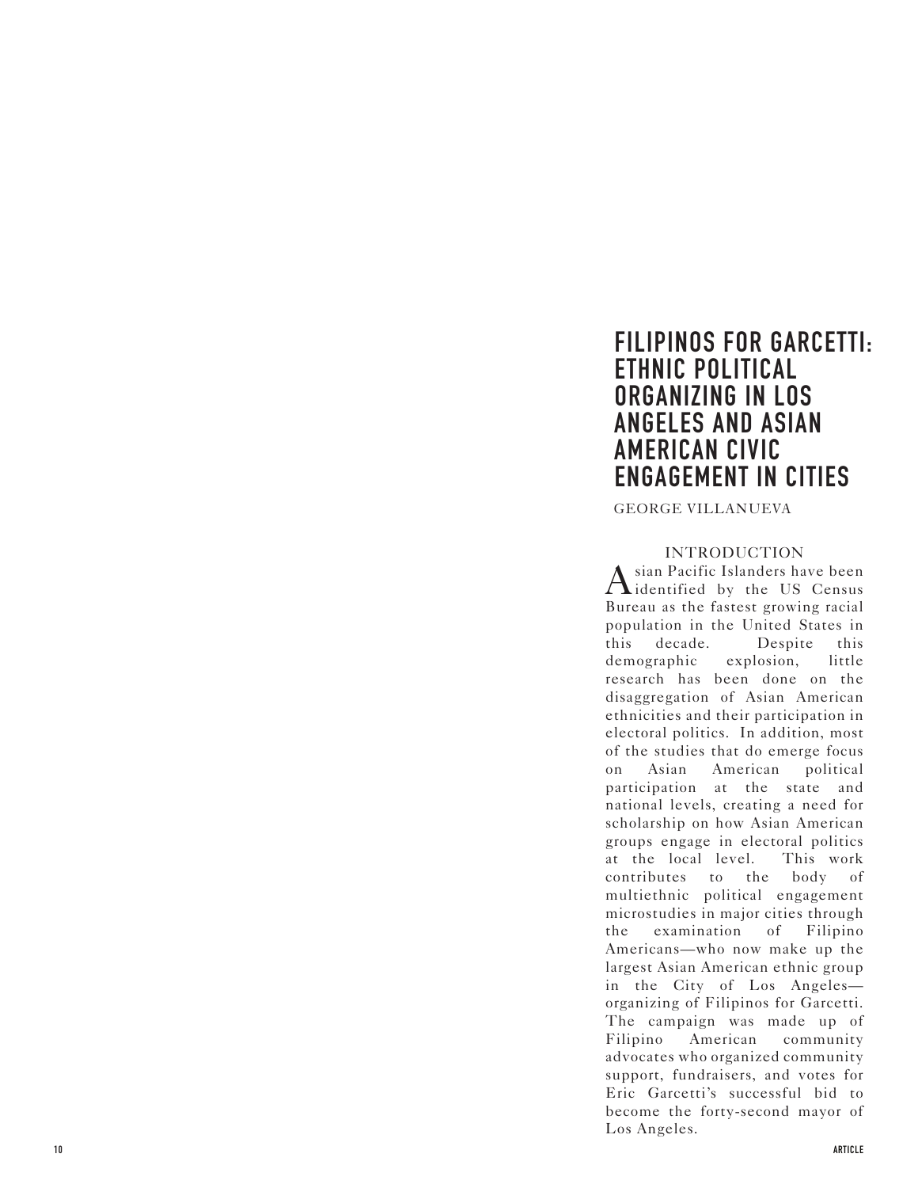# FILIPINOS FOR GARCETTI: ETHNIC POLITICAL ORGANIZING IN LOS ANGELES AND ASIAN AMERICAN CIVIC ENGAGEMENT IN CITIES

GEORGE VILLANUEVA

## INTRODUCTION

Asian Pacific Islanders have been identified by the US Census Bureau as the fastest growing racial population in the United States in this decade. Despite this demographic explosion, little research has been done on the disaggregation of Asian American ethnicities and their participation in electoral politics. In addition, most of the studies that do emerge focus on Asian American political participation at the state and national levels, creating a need for scholarship on how Asian American groups engage in electoral politics at the local level. This work contributes to the body of multiethnic political engagement microstudies in major cities through the examination of Filipino Americans—who now make up the largest Asian American ethnic group in the City of Los Angeles—organizing of Filipinos for Garcetti. The campaign was made up of Filipino American community advocates who organized community support, fundraisers, and votes for Eric Garcetti's successful bid to become the forty-second mayor of Los Angeles.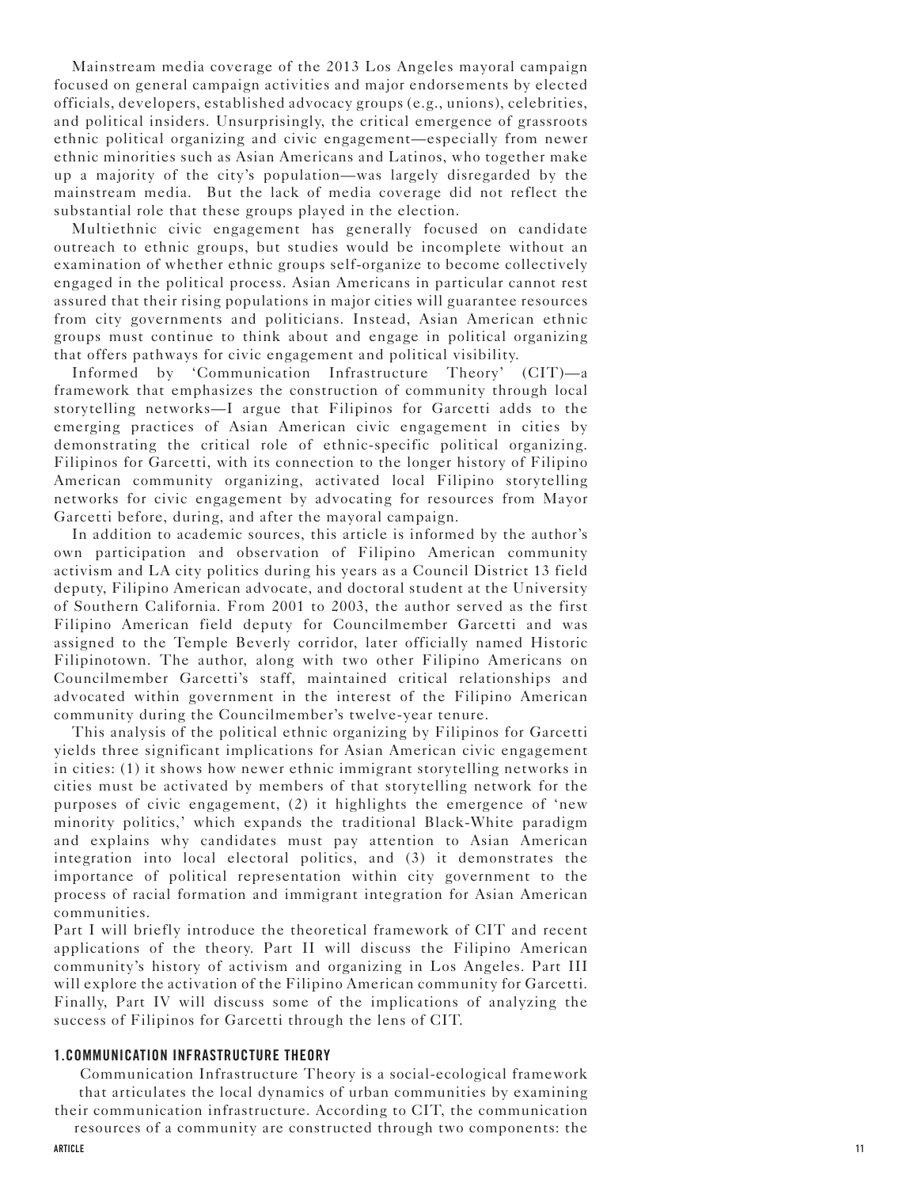Mainstream media coverage of the 2013 Los Angeles mayoral campaign focused on general campaign activities and major endorsements by elected officials, developers, established advocacy groups (e.g., unions), celebrities, and political insiders. Unsurprisingly, the critical emergence of grassroots ethnic political organizing and civic engagement—especially from newer ethnic minorities such as Asian Americans and Latinos, who together make up a majority of the city's population—was largely disregarded by the mainstream media. But the lack of media coverage did not reflect the substantial role that these groups played in the election.

Multiethnic civic engagement has generally focused on candidate outreach to ethnic groups, but studies would be incomplete without an examination of whether ethnic groups self-organize to become collectively engaged in the political process. Asian Americans in particular cannot rest assured that their rising populations in major cities will guarantee resources from city governments and politicians. Instead, Asian American ethnic groups must continue to think about and engage in political organizing that offers pathways for civic engagement and political visibility.

Informed by 'Communication Infrastructure Theory' (CIT)—a framework that emphasizes the construction of community through local storytelling networks—I argue that Filipinos for Garcetti adds to the emerging practices of Asian American civic engagement in cities by demonstrating the critical role of ethnic-specific political organizing. Filipinos for Garcetti, with its connection to the longer history of Filipino American community organizing, activated local Filipino storytelling networks for civic engagement by advocating for resources from Mayor Garcetti before, during, and after the mayoral campaign.

In addition to academic sources, this article is informed by the author's own participation and observation of Filipino American community activism and LA city politics during his years as a Council District 13 field deputy, Filipino American advocate, and doctoral student at the University of Southern California. From 2001 to 2003, the author served as the first Filipino American field deputy for Councilmember Garcetti and was assigned to the Temple Beverly corridor, later officially named Historic Filipinotown. The author, along with two other Filipino Americans on Councilmember Garcetti's staff, maintained critical relationships and advocated within government in the interest of the Filipino American community during the Councilmember's twelve-year tenure.

This analysis of the political ethnic organizing by Filipinos for Garcetti yields three significant implications for Asian American civic engagement in cities: (1) it shows how newer ethnic immigrant storytelling networks in cities must be activated by members of that storytelling network for the purposes of civic engagement, (2) it highlights the emergence of 'new minority politics,' which expands the traditional Black-White paradigm and explains why candidates must pay attention to Asian American integration into local electoral politics, and (3) it demonstrates the importance of political representation within city government to the process of racial formation and immigrant integration for Asian American communities.

Part I will briefly introduce the theoretical framework of CIT and recent applications of the theory. Part II will discuss the Filipino American community's history of activism and organizing in Los Angeles. Part III will explore the activation of the Filipino American community for Garcetti. Finally, Part IV will discuss some of the implications of analyzing the success of Filipinos for Garcetti through the lens of CIT.

## 1. COMMUNICATION INFRASTRUCTURE THEORY

Communication Infrastructure Theory is a social-ecological framework that articulates the local dynamics of urban communities by examining their communication infrastructure. According to CIT, the communication resources of a community are constructed through two components: the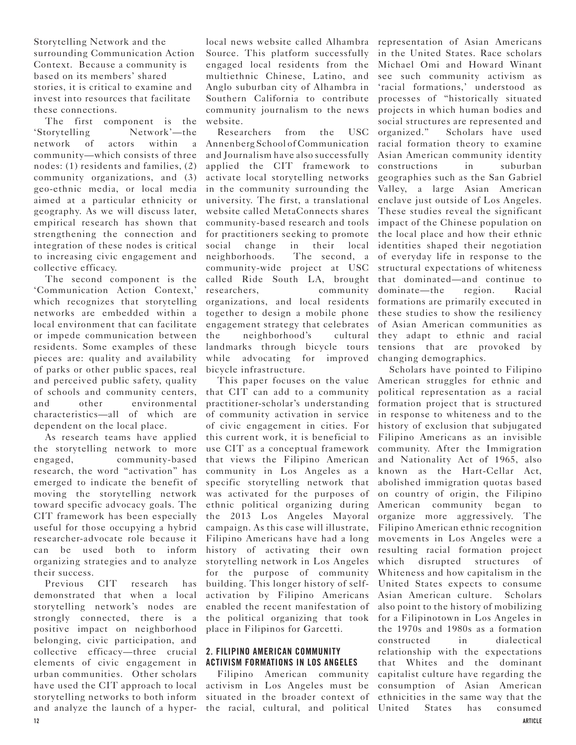Storytelling Network and the surrounding Communication Action Context. Because a community is based on its members' shared stories, it is critical to examine and invest into resources that facilitate these connections.

The first component is the 'Storytelling Network'—the network of actors within a community—which consists of three nodes: (1) residents and families, (2) community organizations, and (3) geo-ethnic media, or local media aimed at a particular ethnicity or geography. As we will discuss later, empirical research has shown that strengthening the connection and integration of these nodes is critical to increasing civic engagement and collective efficacy.

The second component is the 'Communication Action Context,' which recognizes that storytelling networks are embedded within a local environment that can facilitate or impede communication between residents. Some examples of these pieces are: quality and availability of parks or other public spaces, real and perceived public safety, quality of schools and community centers, and other environmental characteristics—all of which are dependent on the local place.

As research teams have applied the storytelling network to more engaged, community-based research, the word "activation" has emerged to indicate the benefit of moving the storytelling network toward specific advocacy goals. The CIT framework has been especially useful for those occupying a hybrid researcher-advocate role because it can be used both to inform organizing strategies and to analyze their success.

Previous CIT research has demonstrated that when a local storytelling network's nodes are strongly connected, there is a positive impact on neighborhood belonging, civic participation, and collective efficacy—three crucial elements of civic engagement in urban communities. Other scholars have used the CIT approach to local storytelling networks to both inform and analyze the launch of a hyper-local news website called Alhambra Source. This platform successfully engaged local residents from the multiethnic Chinese, Latino, and Anglo suburban city of Alhambra in Southern California to contribute community journalism to the news website.

Researchers from the USC Annenberg School of Communication and Journalism have also successfully applied the CIT framework to activate local storytelling networks in the community surrounding the university. The first, a translational website called MetaConnects shares community-based research and tools for practitioners seeking to promote social change in their local neighborhoods. The second, a community-wide project at USC called Ride South LA, brought researchers, community organizations, and local residents together to design a mobile phone engagement strategy that celebrates the neighborhood's cultural landmarks through bicycle tours while advocating for improved bicycle infrastructure.

This paper focuses on the value that CIT can add to a community practitioner-scholar's understanding of community activation in service of civic engagement in cities. For this current work, it is beneficial to use CIT as a conceptual framework that views the Filipino American community in Los Angeles as a specific storytelling network that was activated for the purposes of ethnic political organizing during the 2013 Los Angeles Mayoral campaign. As this case will illustrate, Filipino Americans have had a long history of activating their own storytelling network in Los Angeles for the purpose of community building. This longer history of self-activation by Filipino Americans enabled the recent manifestation of the political organizing that took place in Filipinos for Garcetti.

## 2. FILIPINO AMERICAN COMMUNITY ACTIVISM FORMATIONS IN LOS ANGELES

Filipino American community activism in Los Angeles must be situated in the broader context of the racial, cultural, and political representation of Asian Americans in the United States. Race scholars Michael Omi and Howard Winant see such community activism as 'racial formations,' understood as processes of "historically situated projects in which human bodies and social structures are represented and organized." Scholars have used racial formation theory to examine Asian American community identity constructions in suburban geographies such as the San Gabriel Valley, a large Asian American enclave just outside of Los Angeles. These studies reveal the significant impact of the Chinese population on the local place and how their ethnic identities shaped their negotiation of everyday life in response to the structural expectations of whiteness that dominated—and continue to dominate—the region. Racial formations are primarily executed in these studies to show the resiliency of Asian American communities as they adapt to ethnic and racial tensions that are provoked by changing demographics.

Scholars have pointed to Filipino American struggles for ethnic and political representation as a racial formation project that is structured in response to whiteness and to the history of exclusion that subjugated Filipino Americans as an invisible community. After the Immigration and Nationality Act of 1965, also known as the Hart-Cellar Act, abolished immigration quotas based on country of origin, the Filipino American community began to organize more aggressively. The Filipino American ethnic recognition movements in Los Angeles were a resulting racial formation project which disrupted structures of Whiteness and how capitalism in the United States expects to consume Asian American culture. Scholars also point to the history of mobilizing for a Filipinotown in Los Angeles in the 1970s and 1980s as a formation constructed in dialectical relationship with the expectations that Whites and the dominant capitalist culture have regarding the consumption of Asian American ethnicities in the same way that the United States has consumed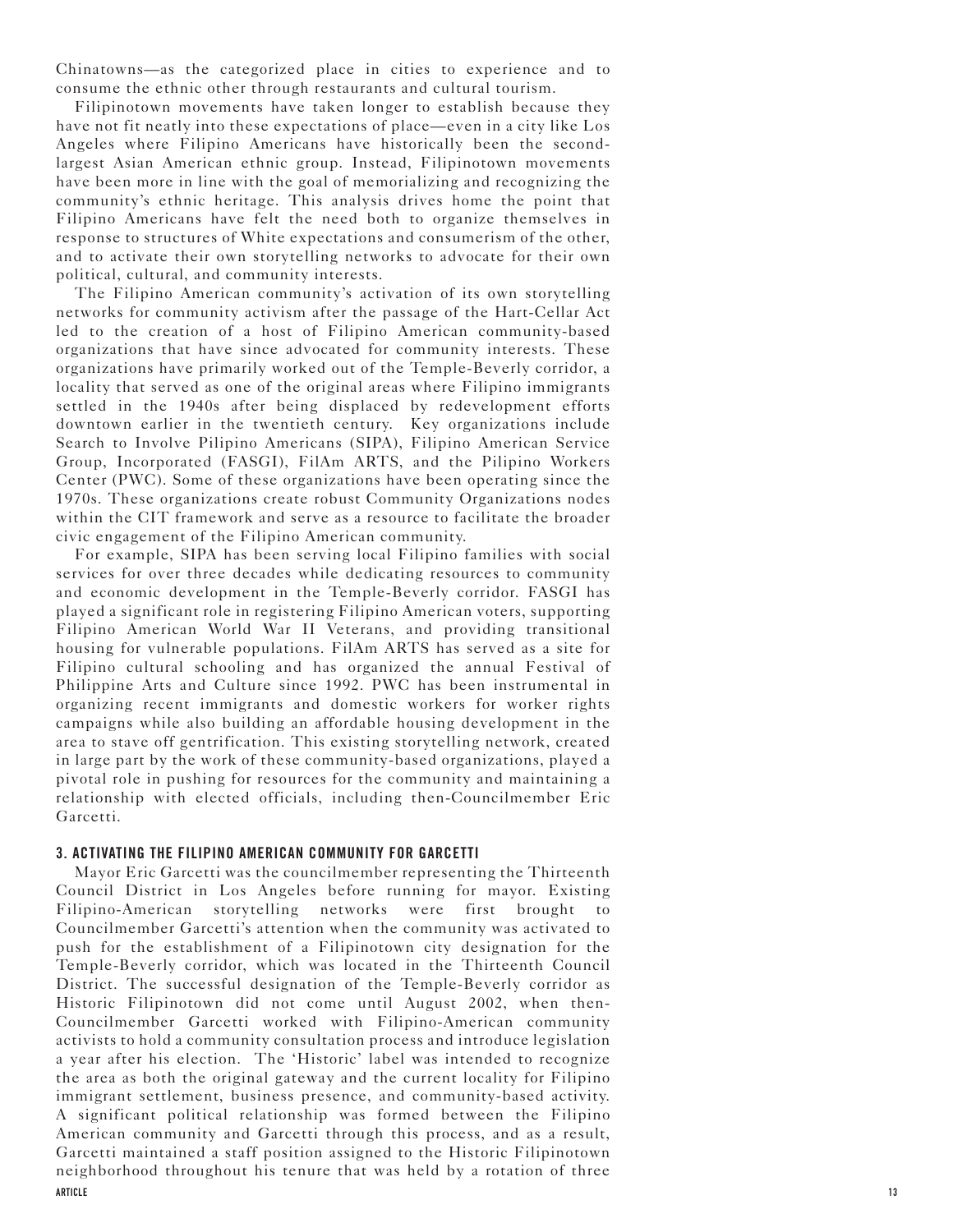Chinatowns—as the categorized place in cities to experience and to consume the ethnic other through restaurants and cultural tourism.

Filipinotown movements have taken longer to establish because they have not fit neatly into these expectations of place—even in a city like Los Angeles where Filipino Americans have historically been the second-largest Asian American ethnic group. Instead, Filipinotown movements have been more in line with the goal of memorializing and recognizing the community's ethnic heritage. This analysis drives home the point that Filipino Americans have felt the need both to organize themselves in response to structures of White expectations and consumerism of the other, and to activate their own storytelling networks to advocate for their own political, cultural, and community interests.

The Filipino American community's activation of its own storytelling networks for community activism after the passage of the Hart-Cellar Act led to the creation of a host of Filipino American community-based organizations that have since advocated for community interests. These organizations have primarily worked out of the Temple-Beverly corridor, a locality that served as one of the original areas where Filipino immigrants settled in the 1940s after being displaced by redevelopment efforts downtown earlier in the twentieth century. Key organizations include Search to Involve Pilipino Americans (SIPA), Filipino American Service Group, Incorporated (FASGI), FilAm ARTS, and the Pilipino Workers Center (PWC). Some of these organizations have been operating since the 1970s. These organizations create robust Community Organizations nodes within the CIT framework and serve as a resource to facilitate the broader civic engagement of the Filipino American community.

For example, SIPA has been serving local Filipino families with social services for over three decades while dedicating resources to community and economic development in the Temple-Beverly corridor. FASGI has played a significant role in registering Filipino American voters, supporting Filipino American World War II Veterans, and providing transitional housing for vulnerable populations. FilAm ARTS has served as a site for Filipino cultural schooling and has organized the annual Festival of Philippine Arts and Culture since 1992. PWC has been instrumental in organizing recent immigrants and domestic workers for worker rights campaigns while also building an affordable housing development in the area to stave off gentrification. This existing storytelling network, created in large part by the work of these community-based organizations, played a pivotal role in pushing for resources for the community and maintaining a relationship with elected officials, including then-Councilmember Eric Garcetti.

## 3. ACTIVATING THE FILIPINO AMERICAN COMMUNITY FOR GARCETTI

Mayor Eric Garcetti was the councilmember representing the Thirteenth Council District in Los Angeles before running for mayor. Existing Filipino-American storytelling networks were first brought to Councilmember Garcetti's attention when the community was activated to push for the establishment of a Filipinotown city designation for the Temple-Beverly corridor, which was located in the Thirteenth Council District. The successful designation of the Temple-Beverly corridor as Historic Filipinotown did not come until August 2002, when then-Councilmember Garcetti worked with Filipino-American community activists to hold a community consultation process and introduce legislation a year after his election. The 'Historic' label was intended to recognize the area as both the original gateway and the current locality for Filipino immigrant settlement, business presence, and community-based activity. A significant political relationship was formed between the Filipino American community and Garcetti through this process, and as a result, Garcetti maintained a staff position assigned to the Historic Filipinotown neighborhood throughout his tenure that was held by a rotation of three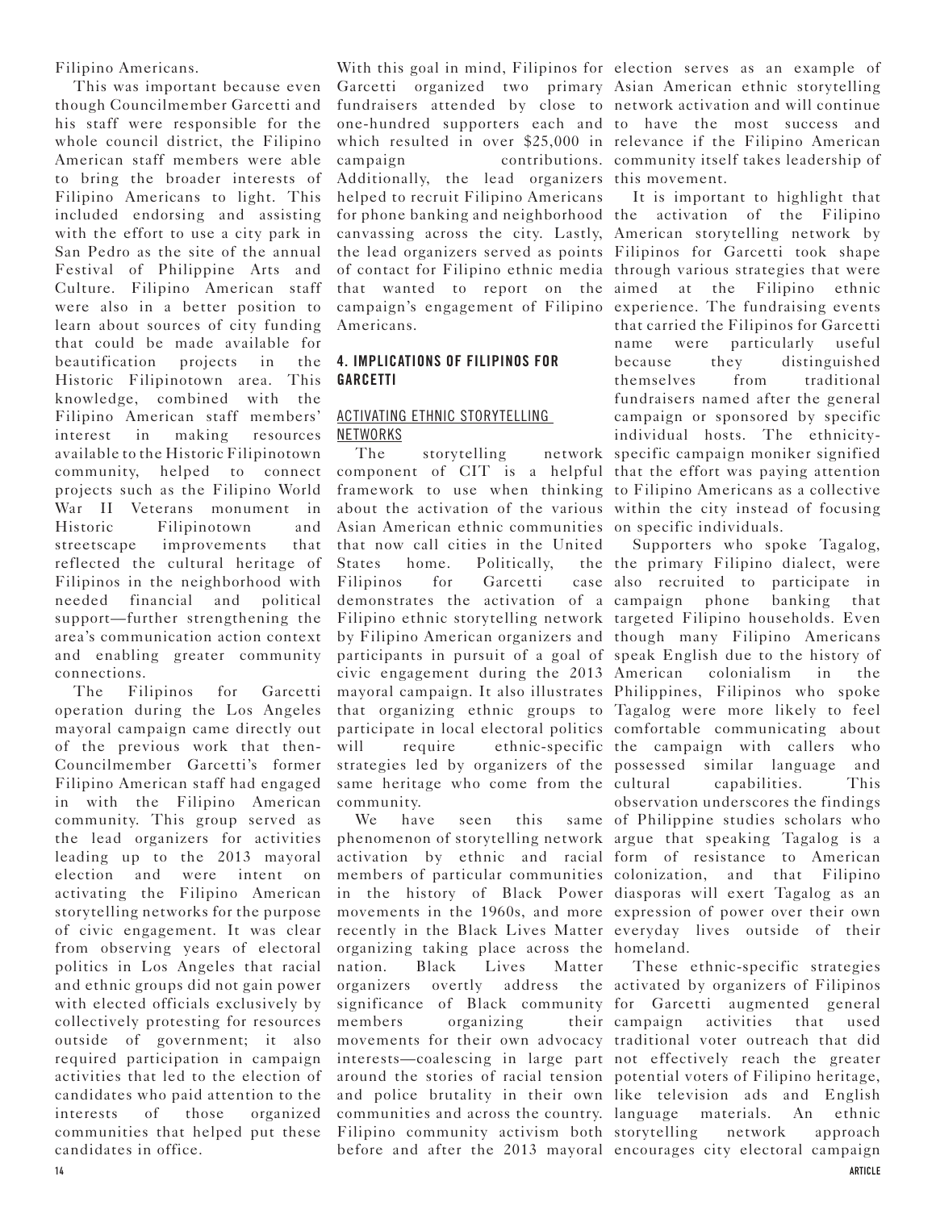Filipino Americans.

This was important because even though Councilmember Garcetti and his staff were responsible for the whole council district, the Filipino American staff members were able to bring the broader interests of Filipino Americans to light. This included endorsing and assisting with the effort to use a city park in San Pedro as the site of the annual Festival of Philippine Arts and Culture. Filipino American staff were also in a better position to learn about sources of city funding that could be made available for beautification projects in the Historic Filipinotown area. This knowledge, combined with the Filipino American staff members' interest in making resources available to the Historic Filipinotown community, helped to connect projects such as the Filipino World War II Veterans monument in Historic Filipinotown and streetscape improvements that reflected the cultural heritage of Filipinos in the neighborhood with needed financial and political support—further strengthening the area's communication action context and enabling greater community connections.

The Filipinos for Garcetti operation during the Los Angeles mayoral campaign came directly out of the previous work that then-Councilmember Garcetti's former Filipino American staff had engaged in with the Filipino American community. This group served as the lead organizers for activities leading up to the 2013 mayoral election and were intent on activating the Filipino American storytelling networks for the purpose of civic engagement. It was clear from observing years of electoral politics in Los Angeles that racial and ethnic groups did not gain power with elected officials exclusively by collectively protesting for resources outside of government; it also required participation in campaign activities that led to the election of candidates who paid attention to the interests of those organized communities that helped put these candidates in office.

With this goal in mind, Filipinos for Garcetti organized two primary fundraisers attended by close to one-hundred supporters each and which resulted in over $25,000 in campaign contributions. Additionally, the lead organizers helped to recruit Filipino Americans for phone banking and neighborhood canvassing across the city. Lastly, the lead organizers served as points of contact for Filipino ethnic media that wanted to report on the campaign's engagement of Filipino Americans.

## 4. IMPLICATIONS OF FILIPINOS FOR GARCETTI

### ACTIVATING ETHNIC STORYTELLING NETWORKS

The storytelling network component of CIT is a helpful framework to use when thinking about the activation of the various Asian American ethnic communities that now call cities in the United States home. Politically, the Filipinos for Garcetti case demonstrates the activation of a Filipino ethnic storytelling network by Filipino American organizers and participants in pursuit of a goal of civic engagement during the 2013 mayoral campaign. It also illustrates that organizing ethnic groups to participate in local electoral politics will require ethnic-specific strategies led by organizers of the same heritage who come from the community.

We have seen this same phenomenon of storytelling network activation by ethnic and racial members of particular communities in the history of Black Power movements in the 1960s, and more recently in the Black Lives Matter organizing taking place across the nation. Black Lives Matter organizers overtly address the significance of Black community members organizing their movements for their own advocacy interests—coalescing in large part around the stories of racial tension and police brutality in their own communities and across the country. Filipino community activism both before and after the 2013 mayoral election serves as an example of Asian American ethnic storytelling network activation and will continue to have the most success and relevance if the Filipino American community itself takes leadership of this movement.

It is important to highlight that the activation of the Filipino American storytelling network by Filipinos for Garcetti took shape through various strategies that were aimed at the Filipino ethnic experience. The fundraising events that carried the Filipinos for Garcetti name were particularly useful because they distinguished themselves from traditional fundraisers named after the general campaign or sponsored by specific individual hosts. The ethnicity-specific campaign moniker signified that the effort was paying attention to Filipino Americans as a collective within the city instead of focusing on specific individuals.

Supporters who spoke Tagalog, the primary Filipino dialect, were also recruited to participate in campaign phone banking that targeted Filipino households. Even though many Filipino Americans speak English due to the history of American colonialism in the Philippines, Filipinos who spoke Tagalog were more likely to feel comfortable communicating about the campaign with callers who possessed similar language and cultural capabilities. This observation underscores the findings of Philippine studies scholars who argue that speaking Tagalog is a form of resistance to American colonization, and that Filipino diasporas will exert Tagalog as an expression of power over their own everyday lives outside of their homeland.

These ethnic-specific strategies activated by organizers of Filipinos for Garcetti augmented general campaign activities that used traditional voter outreach that did not effectively reach the greater potential voters of Filipino heritage, like television ads and English language materials. An ethnic storytelling network approach encourages city electoral campaign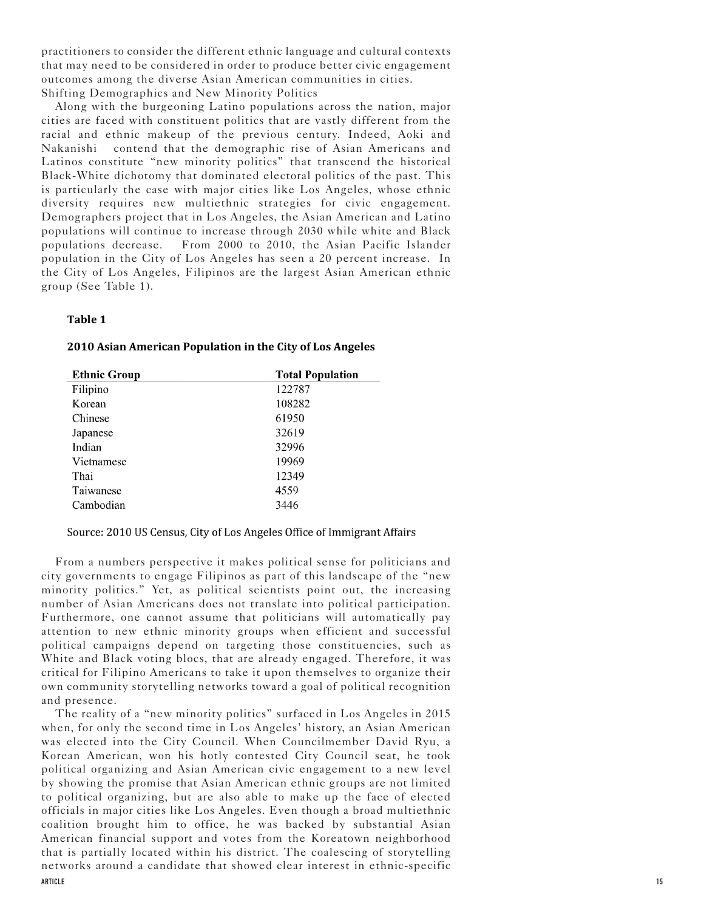practitioners to consider the different ethnic language and cultural contexts that may need to be considered in order to produce better civic engagement outcomes among the diverse Asian American communities in cities.

## Shifting Demographics and New Minority Politics

Along with the burgeoning Latino populations across the nation, major cities are faced with constituent politics that are vastly different from the racial and ethnic makeup of the previous century. Indeed, Aoki and Nakanishi contend that the demographic rise of Asian Americans and Latinos constitute "new minority politics" that transcend the historical Black-White dichotomy that dominated electoral politics of the past. This is particularly the case with major cities like Los Angeles, whose ethnic diversity requires new multiethnic strategies for civic engagement. Demographers project that in Los Angeles, the Asian American and Latino populations will continue to increase through 2030 while white and Black populations decrease. From 2000 to 2010, the Asian Pacific Islander population in the City of Los Angeles has seen a 20 percent increase. In the City of Los Angeles, Filipinos are the largest Asian American ethnic group (See Table 1).

**Table 1**

**2010 Asian American Population in the City of Los Angeles**

| Ethnic Group | Total Population |
| --- | --- |
| Filipino | 122787 |
| Korean | 108282 |
| Chinese | 61950 |
| Japanese | 32619 |
| Indian | 32996 |
| Vietnamese | 19969 |
| Thai | 12349 |
| Taiwanese | 4559 |
| Cambodian | 3446 |

Source: 2010 US Census, City of Los Angeles Office of Immigrant Affairs

From a numbers perspective it makes political sense for politicians and city governments to engage Filipinos as part of this landscape of the "new minority politics." Yet, as political scientists point out, the increasing number of Asian Americans does not translate into political participation. Furthermore, one cannot assume that politicians will automatically pay attention to new ethnic minority groups when efficient and successful political campaigns depend on targeting those constituencies, such as White and Black voting blocs, that are already engaged. Therefore, it was critical for Filipino Americans to take it upon themselves to organize their own community storytelling networks toward a goal of political recognition and presence.

The reality of a "new minority politics" surfaced in Los Angeles in 2015 when, for only the second time in Los Angeles' history, an Asian American was elected into the City Council. When Councilmember David Ryu, a Korean American, won his hotly contested City Council seat, he took political organizing and Asian American civic engagement to a new level by showing the promise that Asian American ethnic groups are not limited to political organizing, but are also able to make up the face of elected officials in major cities like Los Angeles. Even though a broad multiethnic coalition brought him to office, he was backed by substantial Asian American financial support and votes from the Koreatown neighborhood that is partially located within his district. The coalescing of storytelling networks around a candidate that showed clear interest in ethnic-specific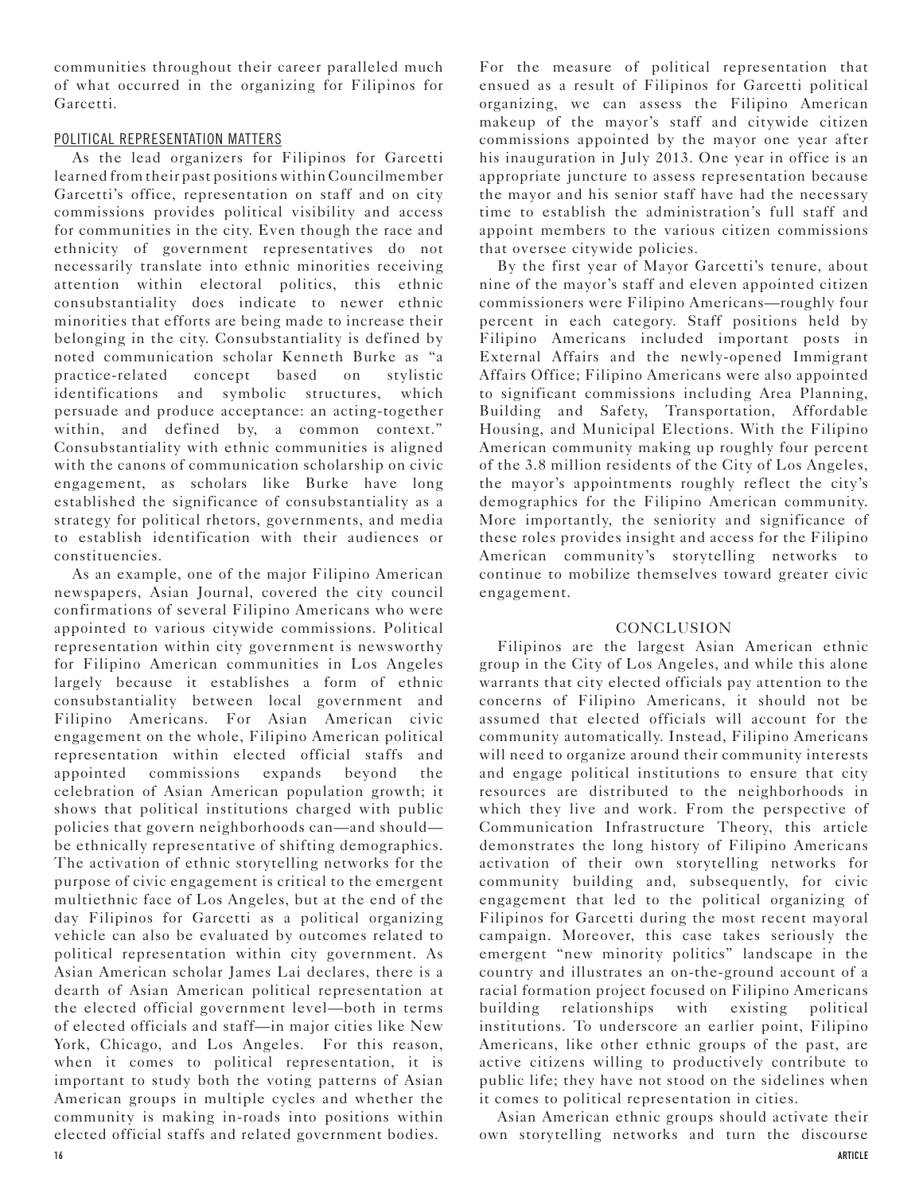communities throughout their career paralleled much of what occurred in the organizing for Filipinos for Garcetti.

## POLITICAL REPRESENTATION MATTERS

As the lead organizers for Filipinos for Garcetti learned from their past positions within Councilmember Garcetti's office, representation on staff and on city commissions provides political visibility and access for communities in the city. Even though the race and ethnicity of government representatives do not necessarily translate into ethnic minorities receiving attention within electoral politics, this ethnic consubstantiality does indicate to newer ethnic minorities that efforts are being made to increase their belonging in the city. Consubstantiality is defined by noted communication scholar Kenneth Burke as "a practice-related concept based on stylistic identifications and symbolic structures, which persuade and produce acceptance: an acting-together within, and defined by, a common context." Consubstantiality with ethnic communities is aligned with the canons of communication scholarship on civic engagement, as scholars like Burke have long established the significance of consubstantiality as a strategy for political rhetors, governments, and media to establish identification with their audiences or constituencies.

As an example, one of the major Filipino American newspapers, Asian Journal, covered the city council confirmations of several Filipino Americans who were appointed to various citywide commissions. Political representation within city government is newsworthy for Filipino American communities in Los Angeles largely because it establishes a form of ethnic consubstantiality between local government and Filipino Americans. For Asian American civic engagement on the whole, Filipino American political representation within elected official staffs and appointed commissions expands beyond the celebration of Asian American population growth; it shows that political institutions charged with public policies that govern neighborhoods can—and should—be ethnically representative of shifting demographics. The activation of ethnic storytelling networks for the purpose of civic engagement is critical to the emergent multiethnic face of Los Angeles, but at the end of the day Filipinos for Garcetti as a political organizing vehicle can also be evaluated by outcomes related to political representation within city government. As Asian American scholar James Lai declares, there is a dearth of Asian American political representation at the elected official government level—both in terms of elected officials and staff—in major cities like New York, Chicago, and Los Angeles. For this reason, when it comes to political representation, it is important to study both the voting patterns of Asian American groups in multiple cycles and whether the community is making in-roads into positions within elected official staffs and related government bodies.

For the measure of political representation that ensued as a result of Filipinos for Garcetti political organizing, we can assess the Filipino American makeup of the mayor's staff and citywide citizen commissions appointed by the mayor one year after his inauguration in July 2013. One year in office is an appropriate juncture to assess representation because the mayor and his senior staff have had the necessary time to establish the administration's full staff and appoint members to the various citizen commissions that oversee citywide policies.

By the first year of Mayor Garcetti's tenure, about nine of the mayor's staff and eleven appointed citizen commissioners were Filipino Americans—roughly four percent in each category. Staff positions held by Filipino Americans included important posts in External Affairs and the newly-opened Immigrant Affairs Office; Filipino Americans were also appointed to significant commissions including Area Planning, Building and Safety, Transportation, Affordable Housing, and Municipal Elections. With the Filipino American community making up roughly four percent of the 3.8 million residents of the City of Los Angeles, the mayor's appointments roughly reflect the city's demographics for the Filipino American community. More importantly, the seniority and significance of these roles provides insight and access for the Filipino American community's storytelling networks to continue to mobilize themselves toward greater civic engagement.

## CONCLUSION

Filipinos are the largest Asian American ethnic group in the City of Los Angeles, and while this alone warrants that city elected officials pay attention to the concerns of Filipino Americans, it should not be assumed that elected officials will account for the community automatically. Instead, Filipino Americans will need to organize around their community interests and engage political institutions to ensure that city resources are distributed to the neighborhoods in which they live and work. From the perspective of Communication Infrastructure Theory, this article demonstrates the long history of Filipino Americans activation of their own storytelling networks for community building and, subsequently, for civic engagement that led to the political organizing of Filipinos for Garcetti during the most recent mayoral campaign. Moreover, this case takes seriously the emergent "new minority politics" landscape in the country and illustrates an on-the-ground account of a racial formation project focused on Filipino Americans building relationships with existing political institutions. To underscore an earlier point, Filipino Americans, like other ethnic groups of the past, are active citizens willing to productively contribute to public life; they have not stood on the sidelines when it comes to political representation in cities.

Asian American ethnic groups should activate their own storytelling networks and turn the discourse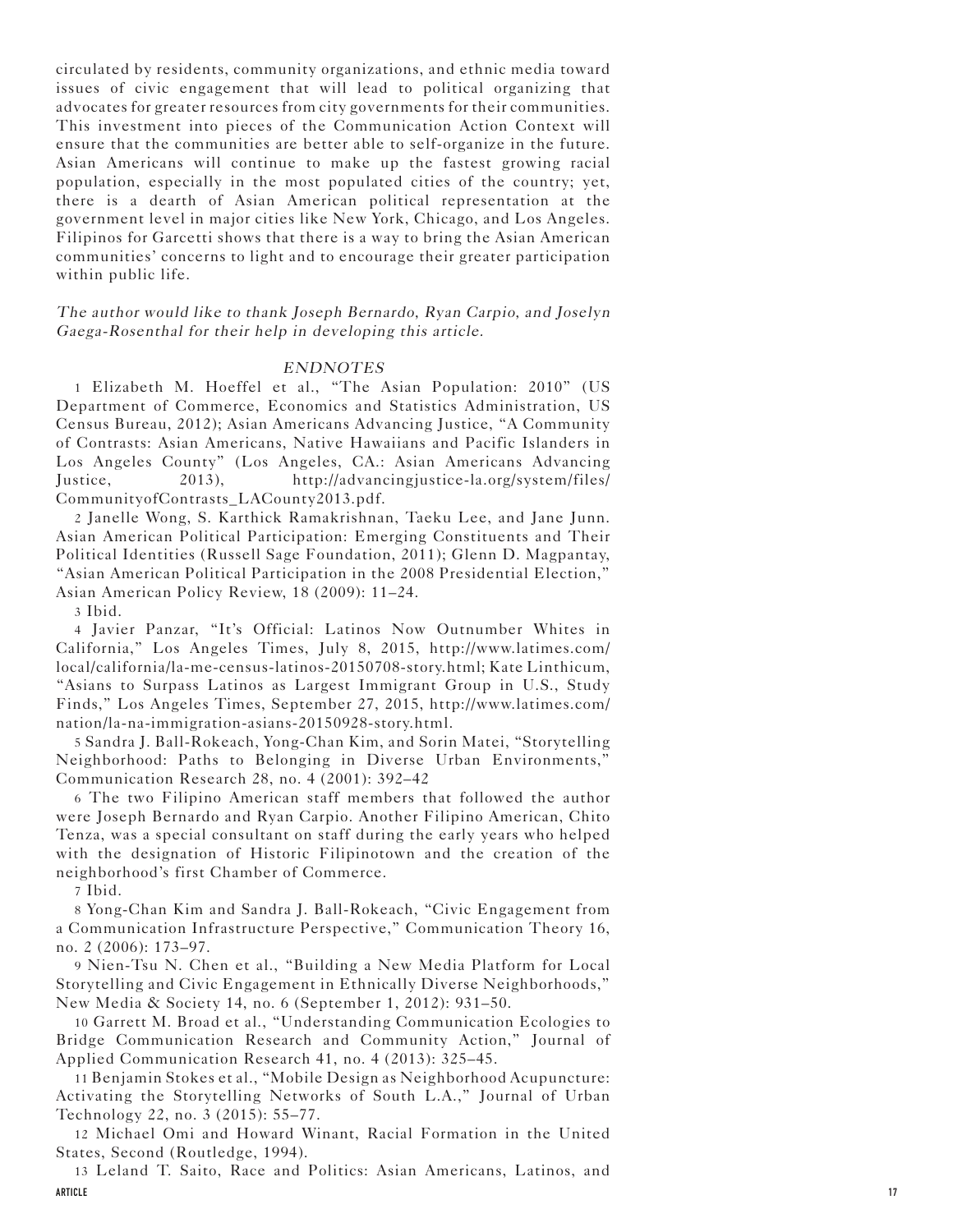circulated by residents, community organizations, and ethnic media toward issues of civic engagement that will lead to political organizing that advocates for greater resources from city governments for their communities. This investment into pieces of the Communication Action Context will ensure that the communities are better able to self-organize in the future. Asian Americans will continue to make up the fastest growing racial population, especially in the most populated cities of the country; yet, there is a dearth of Asian American political representation at the government level in major cities like New York, Chicago, and Los Angeles. Filipinos for Garcetti shows that there is a way to bring the Asian American communities' concerns to light and to encourage their greater participation within public life.

*The author would like to thank Joseph Bernardo, Ryan Carpio, and Joselyn Gaega-Rosenthal for their help in developing this article.*

### *ENDNOTES*

1 Elizabeth M. Hoeffel et al., "The Asian Population: 2010" (US Department of Commerce, Economics and Statistics Administration, US Census Bureau, 2012); Asian Americans Advancing Justice, "A Community of Contrasts: Asian Americans, Native Hawaiians and Pacific Islanders in Los Angeles County" (Los Angeles, CA.: Asian Americans Advancing Justice, 2013), http://advancingjustice-la.org/system/files/CommunityofContrasts_LACounty2013.pdf.

2 Janelle Wong, S. Karthick Ramakrishnan, Taeku Lee, and Jane Junn. Asian American Political Participation: Emerging Constituents and Their Political Identities (Russell Sage Foundation, 2011); Glenn D. Magpantay, "Asian American Political Participation in the 2008 Presidential Election," Asian American Policy Review, 18 (2009): 11–24.

3 Ibid.

4 Javier Panzar, "It's Official: Latinos Now Outnumber Whites in California," Los Angeles Times, July 8, 2015, http://www.latimes.com/local/california/la-me-census-latinos-20150708-story.html; Kate Linthicum, "Asians to Surpass Latinos as Largest Immigrant Group in U.S., Study Finds," Los Angeles Times, September 27, 2015, http://www.latimes.com/nation/la-na-immigration-asians-20150928-story.html.

5 Sandra J. Ball-Rokeach, Yong-Chan Kim, and Sorin Matei, "Storytelling Neighborhood: Paths to Belonging in Diverse Urban Environments," Communication Research 28, no. 4 (2001): 392–42

6 The two Filipino American staff members that followed the author were Joseph Bernardo and Ryan Carpio. Another Filipino American, Chito Tenza, was a special consultant on staff during the early years who helped with the designation of Historic Filipinotown and the creation of the neighborhood's first Chamber of Commerce.

7 Ibid.

8 Yong-Chan Kim and Sandra J. Ball-Rokeach, "Civic Engagement from a Communication Infrastructure Perspective," Communication Theory 16, no. 2 (2006): 173–97.

9 Nien-Tsu N. Chen et al., "Building a New Media Platform for Local Storytelling and Civic Engagement in Ethnically Diverse Neighborhoods," New Media & Society 14, no. 6 (September 1, 2012): 931–50.

10 Garrett M. Broad et al., "Understanding Communication Ecologies to Bridge Communication Research and Community Action," Journal of Applied Communication Research 41, no. 4 (2013): 325–45.

11 Benjamin Stokes et al., "Mobile Design as Neighborhood Acupuncture: Activating the Storytelling Networks of South L.A.," Journal of Urban Technology 22, no. 3 (2015): 55–77.

12 Michael Omi and Howard Winant, Racial Formation in the United States, Second (Routledge, 1994).

13 Leland T. Saito, Race and Politics: Asian Americans, Latinos, and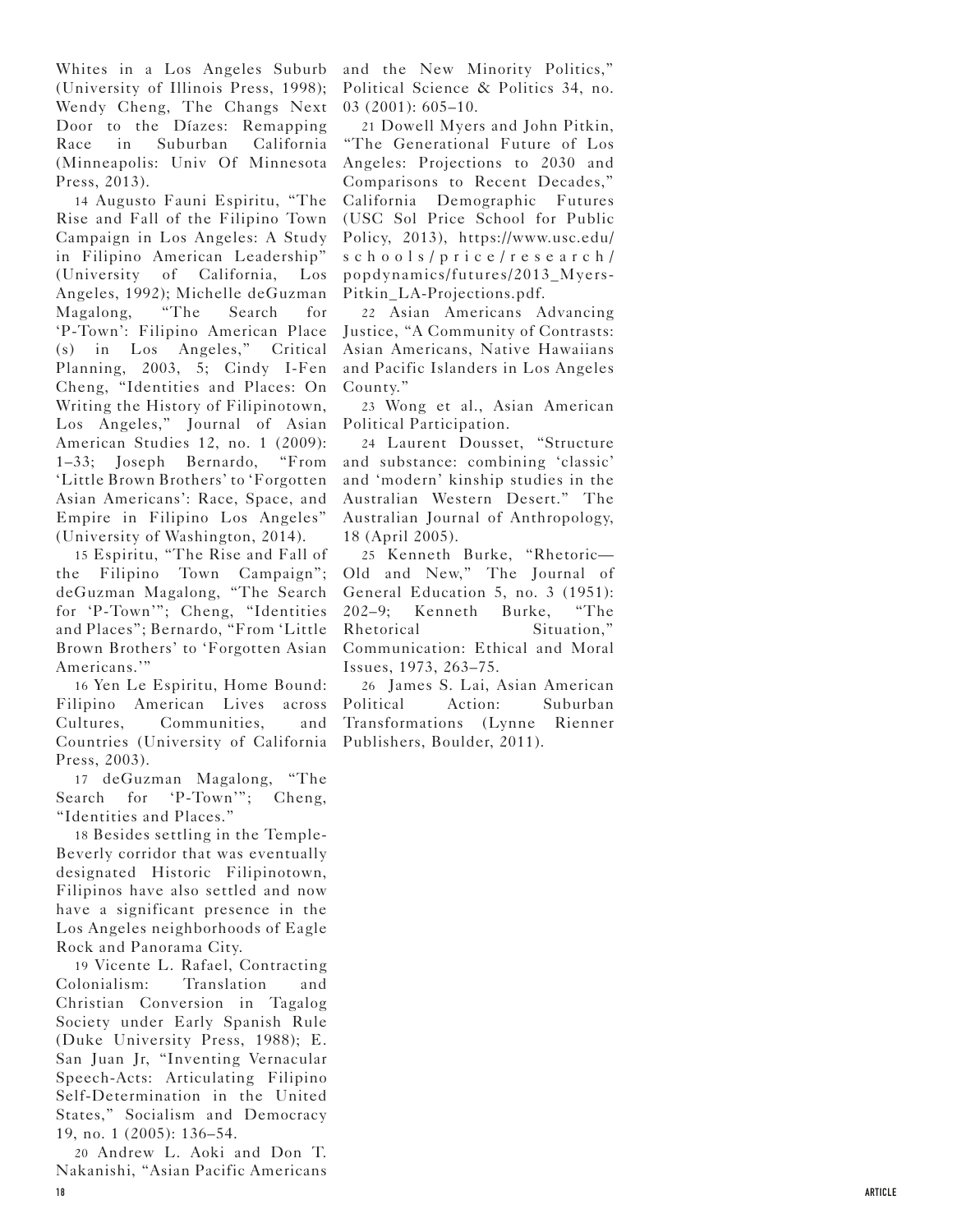Whites in a Los Angeles Suburb (University of Illinois Press, 1998); Wendy Cheng, The Changs Next Door to the Díazes: Remapping Race in Suburban California (Minneapolis: Univ Of Minnesota Press, 2013).

14 Augusto Fauni Espiritu, "The Rise and Fall of the Filipino Town Campaign in Los Angeles: A Study in Filipino American Leadership" (University of California, Los Angeles, 1992); Michelle deGuzman Magalong, "The Search for 'P-Town': Filipino American Place (s) in Los Angeles," Critical Planning, 2003, 5; Cindy I-Fen Cheng, "Identities and Places: On Writing the History of Filipinotown, Los Angeles," Journal of Asian American Studies 12, no. 1 (2009): 1–33; Joseph Bernardo, "From 'Little Brown Brothers' to 'Forgotten Asian Americans': Race, Space, and Empire in Filipino Los Angeles" (University of Washington, 2014).

15 Espiritu, "The Rise and Fall of the Filipino Town Campaign"; deGuzman Magalong, "The Search for 'P-Town'"; Cheng, "Identities and Places"; Bernardo, "From 'Little Brown Brothers' to 'Forgotten Asian Americans.'"

16 Yen Le Espiritu, Home Bound: Filipino American Lives across Cultures, Communities, and Countries (University of California Press, 2003).

17 deGuzman Magalong, "The Search for 'P-Town'"; Cheng, "Identities and Places."

18 Besides settling in the Temple-Beverly corridor that was eventually designated Historic Filipinotown, Filipinos have also settled and now have a significant presence in the Los Angeles neighborhoods of Eagle Rock and Panorama City.

19 Vicente L. Rafael, Contracting Colonialism: Translation and Christian Conversion in Tagalog Society under Early Spanish Rule (Duke University Press, 1988); E. San Juan Jr, "Inventing Vernacular Speech-Acts: Articulating Filipino Self-Determination in the United States," Socialism and Democracy 19, no. 1 (2005): 136–54.

20 Andrew L. Aoki and Don T. Nakanishi, "Asian Pacific Americans and the New Minority Politics," Political Science & Politics 34, no. 03 (2001): 605–10.

21 Dowell Myers and John Pitkin, "The Generational Future of Los Angeles: Projections to 2030 and Comparisons to Recent Decades," California Demographic Futures (USC Sol Price School for Public Policy, 2013), https://www.usc.edu/schools/price/research/popdynamics/futures/2013_Myers-Pitkin_LA-Projections.pdf.

22 Asian Americans Advancing Justice, "A Community of Contrasts: Asian Americans, Native Hawaiians and Pacific Islanders in Los Angeles County."

23 Wong et al., Asian American Political Participation.

24 Laurent Dousset, "Structure and substance: combining 'classic' and 'modern' kinship studies in the Australian Western Desert." The Australian Journal of Anthropology, 18 (April 2005).

25 Kenneth Burke, "Rhetoric—Old and New," The Journal of General Education 5, no. 3 (1951): 202–9; Kenneth Burke, "The Rhetorical Situation," Communication: Ethical and Moral Issues, 1973, 263–75.

26 James S. Lai, Asian American Political Action: Suburban Transformations (Lynne Rienner Publishers, Boulder, 2011).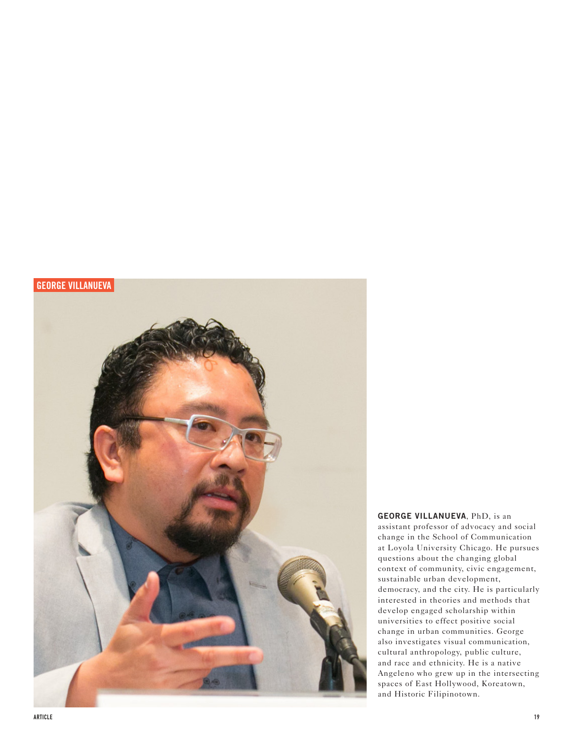GEORGE VILLANUEVA

**GEORGE VILLANUEVA**, PhD, is an assistant professor of advocacy and social change in the School of Communication at Loyola University Chicago. He pursues questions about the changing global context of community, civic engagement, sustainable urban development, democracy, and the city. He is particularly interested in theories and methods that develop engaged scholarship within universities to effect positive social change in urban communities. George also investigates visual communication, cultural anthropology, public culture, and race and ethnicity. He is a native Angeleno who grew up in the intersecting spaces of East Hollywood, Koreatown, and Historic Filipinotown.